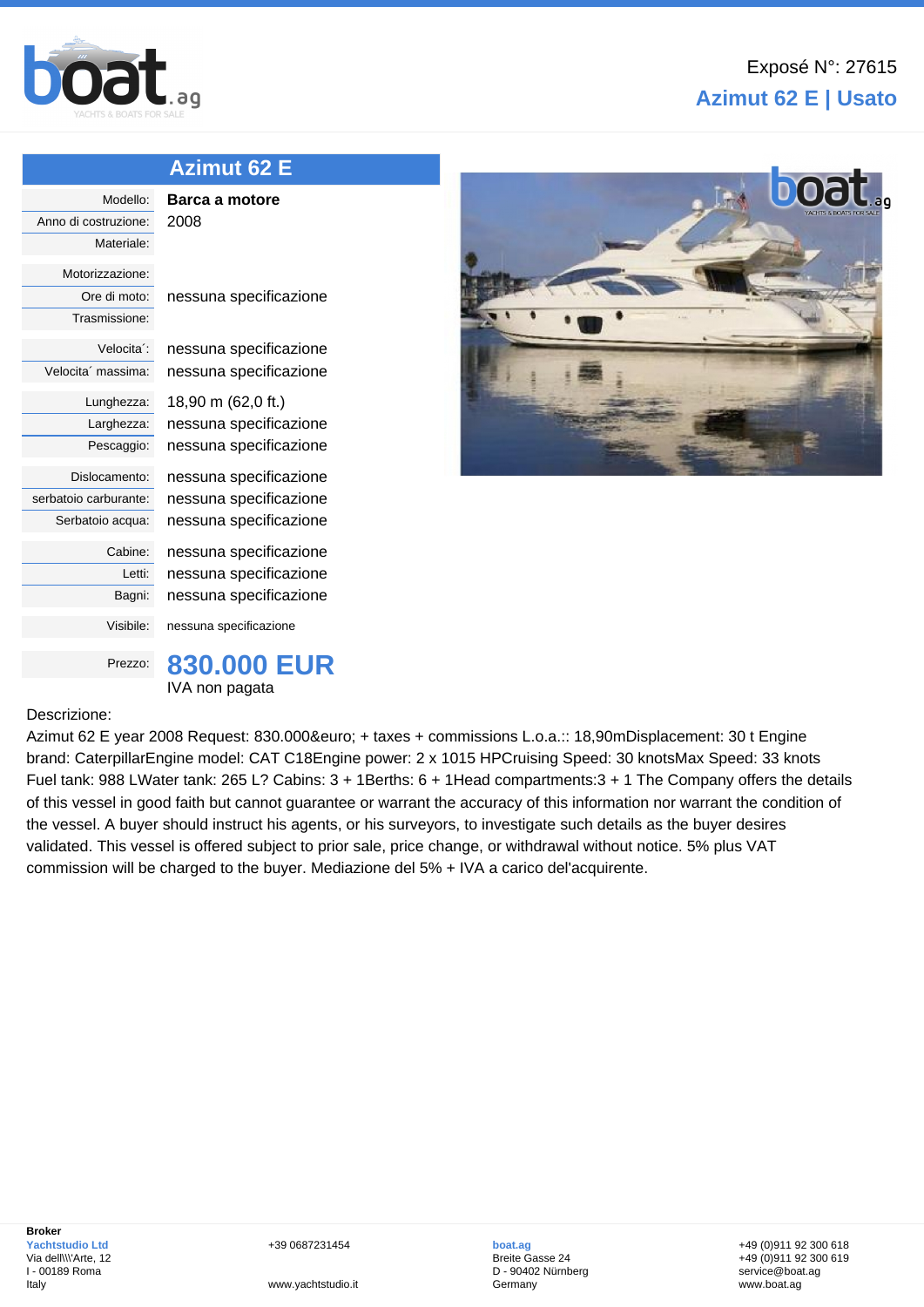Exposé N°: 27615

**Azimut 62 E | Usato**

## Azimut 62 E

| | |
|---|---|
| Modello: | **Barca a motore** |
| Anno di costruzione: | 2008 |
| Materiale: | |
| Motorizzazione: | |
| Ore di moto: | nessuna specificazione |
| Trasmissione: | |
| Velocita´: | nessuna specificazione |
| Velocita´ massima: | nessuna specificazione |
| Lunghezza: | 18,90 m (62,0 ft.) |
| Larghezza: | nessuna specificazione |
| Pescaggio: | nessuna specificazione |
| Dislocamento: | nessuna specificazione |
| serbatoio carburante: | nessuna specificazione |
| Serbatoio acqua: | nessuna specificazione |
| Cabine: | nessuna specificazione |
| Letti: | nessuna specificazione |
| Bagni: | nessuna specificazione |
| Visibile: | nessuna specificazione |
| Prezzo: | **830.000 EUR** IVA non pagata |

Descrizione:

Azimut 62 E year 2008 Request: 830.000&euro; + taxes + commissions L.o.a.:: 18,90mDisplacement: 30 t Engine brand: CaterpillarEngine model: CAT C18Engine power: 2 x 1015 HPCruising Speed: 30 knotsMax Speed: 33 knots Fuel tank: 988 LWater tank: 265 L? Cabins: 3 + 1Berths: 6 + 1Head compartments:3 + 1 The Company offers the details of this vessel in good faith but cannot guarantee or warrant the accuracy of this information nor warrant the condition of the vessel. A buyer should instruct his agents, or his surveyors, to investigate such details as the buyer desires validated. This vessel is offered subject to prior sale, price change, or withdrawal without notice. 5% plus VAT commission will be charged to the buyer. Mediazione del 5% + IVA a carico del'acquirente.

**Broker**
Yachtstudio Ltd
Via dell\\\'Arte, 12
I - 00189 Roma
Italy

+39 0687231454
www.yachtstudio.it

boat.ag
Breite Gasse 24
D - 90402 Nürnberg
Germany

+49 (0)911 92 300 618
+49 (0)911 92 300 619
service@boat.ag
www.boat.ag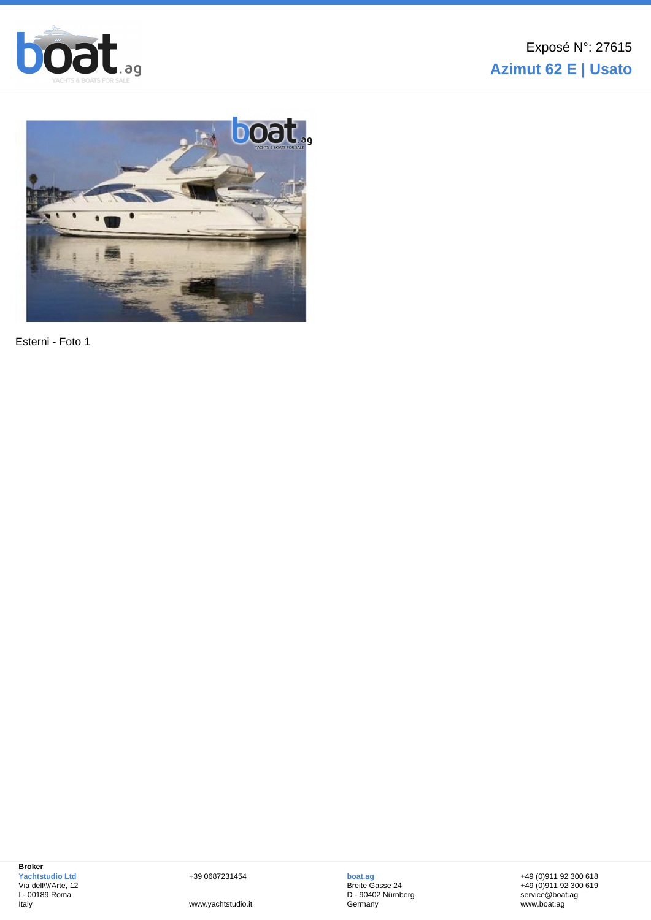Exposé N°: 27615

## Azimut 62 E | Usato

Esterni - Foto 1

**Broker**
Yachtstudio Ltd
Via dell\\\'Arte, 12
I - 00189 Roma
Italy

+39 0687231454
www.yachtstudio.it

boat.ag
Breite Gasse 24
D - 90402 Nürnberg
Germany

+49 (0)911 92 300 618
+49 (0)911 92 300 619
service@boat.ag
www.boat.ag